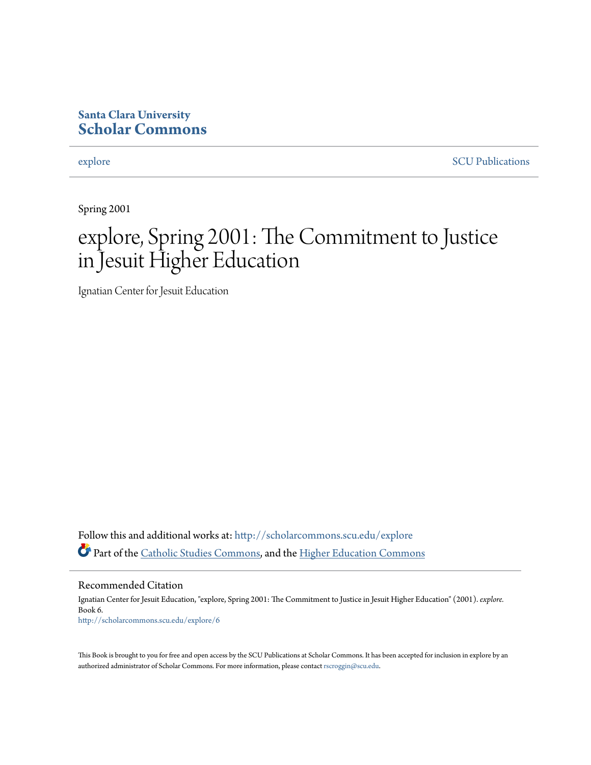Santa Clara University
**Scholar Commons**

explore | SCU Publications

Spring 2001

# explore, Spring 2001: The Commitment to Justice in Jesuit Higher Education

Ignatian Center for Jesuit Education

Follow this and additional works at: http://scholarcommons.scu.edu/explore

Part of the Catholic Studies Commons, and the Higher Education Commons

## Recommended Citation

Ignatian Center for Jesuit Education, "explore, Spring 2001: The Commitment to Justice in Jesuit Higher Education" (2001). *explore.* Book 6.
http://scholarcommons.scu.edu/explore/6

This Book is brought to you for free and open access by the SCU Publications at Scholar Commons. It has been accepted for inclusion in explore by an authorized administrator of Scholar Commons. For more information, please contact rscroggin@scu.edu.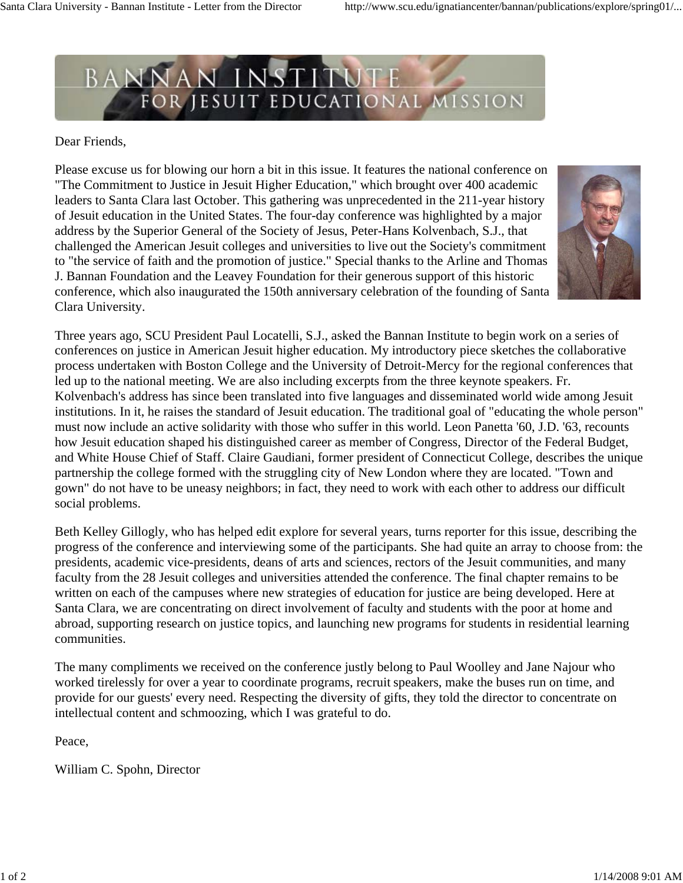# BANNAN INSTITUTE FOR JESUIT EDUCATIONAL MISSION

Dear Friends,

Please excuse us for blowing our horn a bit in this issue. It features the national conference on "The Commitment to Justice in Jesuit Higher Education," which brought over 400 academic leaders to Santa Clara last October. This gathering was unprecedented in the 211-year history of Jesuit education in the United States. The four-day conference was highlighted by a major address by the Superior General of the Society of Jesus, Peter-Hans Kolvenbach, S.J., that challenged the American Jesuit colleges and universities to live out the Society's commitment to "the service of faith and the promotion of justice." Special thanks to the Arline and Thomas J. Bannan Foundation and the Leavey Foundation for their generous support of this historic conference, which also inaugurated the 150th anniversary celebration of the founding of Santa Clara University.

Three years ago, SCU President Paul Locatelli, S.J., asked the Bannan Institute to begin work on a series of conferences on justice in American Jesuit higher education. My introductory piece sketches the collaborative process undertaken with Boston College and the University of Detroit-Mercy for the regional conferences that led up to the national meeting. We are also including excerpts from the three keynote speakers. Fr. Kolvenbach's address has since been translated into five languages and disseminated world wide among Jesuit institutions. In it, he raises the standard of Jesuit education. The traditional goal of "educating the whole person" must now include an active solidarity with those who suffer in this world. Leon Panetta '60, J.D. '63, recounts how Jesuit education shaped his distinguished career as member of Congress, Director of the Federal Budget, and White House Chief of Staff. Claire Gaudiani, former president of Connecticut College, describes the unique partnership the college formed with the struggling city of New London where they are located. "Town and gown" do not have to be uneasy neighbors; in fact, they need to work with each other to address our difficult social problems.

Beth Kelley Gillogly, who has helped edit explore for several years, turns reporter for this issue, describing the progress of the conference and interviewing some of the participants. She had quite an array to choose from: the presidents, academic vice-presidents, deans of arts and sciences, rectors of the Jesuit communities, and many faculty from the 28 Jesuit colleges and universities attended the conference. The final chapter remains to be written on each of the campuses where new strategies of education for justice are being developed. Here at Santa Clara, we are concentrating on direct involvement of faculty and students with the poor at home and abroad, supporting research on justice topics, and launching new programs for students in residential learning communities.

The many compliments we received on the conference justly belong to Paul Woolley and Jane Najour who worked tirelessly for over a year to coordinate programs, recruit speakers, make the buses run on time, and provide for our guests' every need. Respecting the diversity of gifts, they told the director to concentrate on intellectual content and schmoozing, which I was grateful to do.

Peace,

William C. Spohn, Director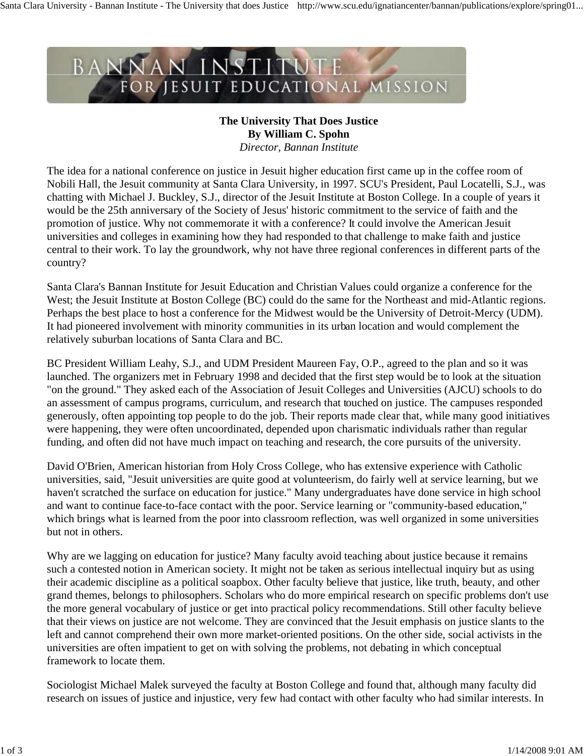**The University That Does Justice**
**By William C. Spohn**
*Director, Bannan Institute*

The idea for a national conference on justice in Jesuit higher education first came up in the coffee room of Nobili Hall, the Jesuit community at Santa Clara University, in 1997. SCU's President, Paul Locatelli, S.J., was chatting with Michael J. Buckley, S.J., director of the Jesuit Institute at Boston College. In a couple of years it would be the 25th anniversary of the Society of Jesus' historic commitment to the service of faith and the promotion of justice. Why not commemorate it with a conference? It could involve the American Jesuit universities and colleges in examining how they had responded to that challenge to make faith and justice central to their work. To lay the groundwork, why not have three regional conferences in different parts of the country?

Santa Clara's Bannan Institute for Jesuit Education and Christian Values could organize a conference for the West; the Jesuit Institute at Boston College (BC) could do the same for the Northeast and mid-Atlantic regions. Perhaps the best place to host a conference for the Midwest would be the University of Detroit-Mercy (UDM). It had pioneered involvement with minority communities in its urban location and would complement the relatively suburban locations of Santa Clara and BC.

BC President William Leahy, S.J., and UDM President Maureen Fay, O.P., agreed to the plan and so it was launched. The organizers met in February 1998 and decided that the first step would be to look at the situation "on the ground." They asked each of the Association of Jesuit Colleges and Universities (AJCU) schools to do an assessment of campus programs, curriculum, and research that touched on justice. The campuses responded generously, often appointing top people to do the job. Their reports made clear that, while many good initiatives were happening, they were often uncoordinated, depended upon charismatic individuals rather than regular funding, and often did not have much impact on teaching and research, the core pursuits of the university.

David O'Brien, American historian from Holy Cross College, who has extensive experience with Catholic universities, said, "Jesuit universities are quite good at volunteerism, do fairly well at service learning, but we haven't scratched the surface on education for justice." Many undergraduates have done service in high school and want to continue face-to-face contact with the poor. Service learning or "community-based education," which brings what is learned from the poor into classroom reflection, was well organized in some universities but not in others.

Why are we lagging on education for justice? Many faculty avoid teaching about justice because it remains such a contested notion in American society. It might not be taken as serious intellectual inquiry but as using their academic discipline as a political soapbox. Other faculty believe that justice, like truth, beauty, and other grand themes, belongs to philosophers. Scholars who do more empirical research on specific problems don't use the more general vocabulary of justice or get into practical policy recommendations. Still other faculty believe that their views on justice are not welcome. They are convinced that the Jesuit emphasis on justice slants to the left and cannot comprehend their own more market-oriented positions. On the other side, social activists in the universities are often impatient to get on with solving the problems, not debating in which conceptual framework to locate them.

Sociologist Michael Malek surveyed the faculty at Boston College and found that, although many faculty did research on issues of justice and injustice, very few had contact with other faculty who had similar interests. In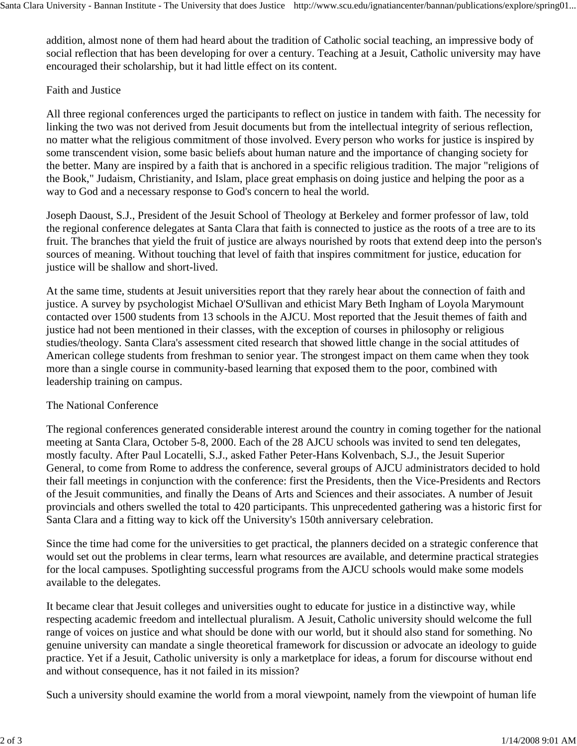addition, almost none of them had heard about the tradition of Catholic social teaching, an impressive body of social reflection that has been developing for over a century. Teaching at a Jesuit, Catholic university may have encouraged their scholarship, but it had little effect on its content.

## Faith and Justice

All three regional conferences urged the participants to reflect on justice in tandem with faith. The necessity for linking the two was not derived from Jesuit documents but from the intellectual integrity of serious reflection, no matter what the religious commitment of those involved. Every person who works for justice is inspired by some transcendent vision, some basic beliefs about human nature and the importance of changing society for the better. Many are inspired by a faith that is anchored in a specific religious tradition. The major "religions of the Book," Judaism, Christianity, and Islam, place great emphasis on doing justice and helping the poor as a way to God and a necessary response to God's concern to heal the world.

Joseph Daoust, S.J., President of the Jesuit School of Theology at Berkeley and former professor of law, told the regional conference delegates at Santa Clara that faith is connected to justice as the roots of a tree are to its fruit. The branches that yield the fruit of justice are always nourished by roots that extend deep into the person's sources of meaning. Without touching that level of faith that inspires commitment for justice, education for justice will be shallow and short-lived.

At the same time, students at Jesuit universities report that they rarely hear about the connection of faith and justice. A survey by psychologist Michael O'Sullivan and ethicist Mary Beth Ingham of Loyola Marymount contacted over 1500 students from 13 schools in the AJCU. Most reported that the Jesuit themes of faith and justice had not been mentioned in their classes, with the exception of courses in philosophy or religious studies/theology. Santa Clara's assessment cited research that showed little change in the social attitudes of American college students from freshman to senior year. The strongest impact on them came when they took more than a single course in community-based learning that exposed them to the poor, combined with leadership training on campus.

## The National Conference

The regional conferences generated considerable interest around the country in coming together for the national meeting at Santa Clara, October 5-8, 2000. Each of the 28 AJCU schools was invited to send ten delegates, mostly faculty. After Paul Locatelli, S.J., asked Father Peter-Hans Kolvenbach, S.J., the Jesuit Superior General, to come from Rome to address the conference, several groups of AJCU administrators decided to hold their fall meetings in conjunction with the conference: first the Presidents, then the Vice-Presidents and Rectors of the Jesuit communities, and finally the Deans of Arts and Sciences and their associates. A number of Jesuit provincials and others swelled the total to 420 participants. This unprecedented gathering was a historic first for Santa Clara and a fitting way to kick off the University's 150th anniversary celebration.

Since the time had come for the universities to get practical, the planners decided on a strategic conference that would set out the problems in clear terms, learn what resources are available, and determine practical strategies for the local campuses. Spotlighting successful programs from the AJCU schools would make some models available to the delegates.

It became clear that Jesuit colleges and universities ought to educate for justice in a distinctive way, while respecting academic freedom and intellectual pluralism. A Jesuit, Catholic university should welcome the full range of voices on justice and what should be done with our world, but it should also stand for something. No genuine university can mandate a single theoretical framework for discussion or advocate an ideology to guide practice. Yet if a Jesuit, Catholic university is only a marketplace for ideas, a forum for discourse without end and without consequence, has it not failed in its mission?

Such a university should examine the world from a moral viewpoint, namely from the viewpoint of human life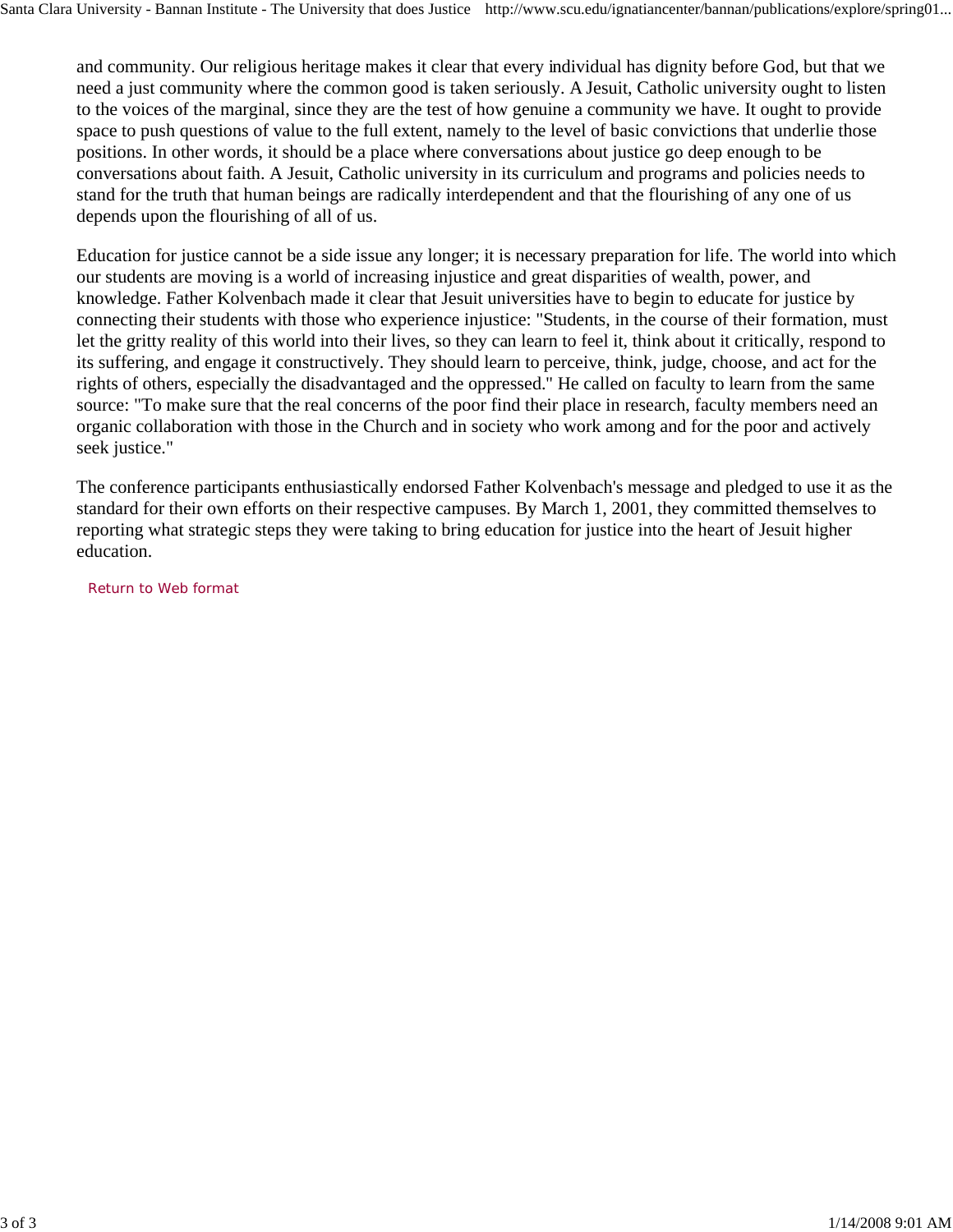and community. Our religious heritage makes it clear that every individual has dignity before God, but that we need a just community where the common good is taken seriously. A Jesuit, Catholic university ought to listen to the voices of the marginal, since they are the test of how genuine a community we have. It ought to provide space to push questions of value to the full extent, namely to the level of basic convictions that underlie those positions. In other words, it should be a place where conversations about justice go deep enough to be conversations about faith. A Jesuit, Catholic university in its curriculum and programs and policies needs to stand for the truth that human beings are radically interdependent and that the flourishing of any one of us depends upon the flourishing of all of us.

Education for justice cannot be a side issue any longer; it is necessary preparation for life. The world into which our students are moving is a world of increasing injustice and great disparities of wealth, power, and knowledge. Father Kolvenbach made it clear that Jesuit universities have to begin to educate for justice by connecting their students with those who experience injustice: "Students, in the course of their formation, must let the gritty reality of this world into their lives, so they can learn to feel it, think about it critically, respond to its suffering, and engage it constructively. They should learn to perceive, think, judge, choose, and act for the rights of others, especially the disadvantaged and the oppressed." He called on faculty to learn from the same source: "To make sure that the real concerns of the poor find their place in research, faculty members need an organic collaboration with those in the Church and in society who work among and for the poor and actively seek justice."

The conference participants enthusiastically endorsed Father Kolvenbach's message and pledged to use it as the standard for their own efforts on their respective campuses. By March 1, 2001, they committed themselves to reporting what strategic steps they were taking to bring education for justice into the heart of Jesuit higher education.

Return to Web format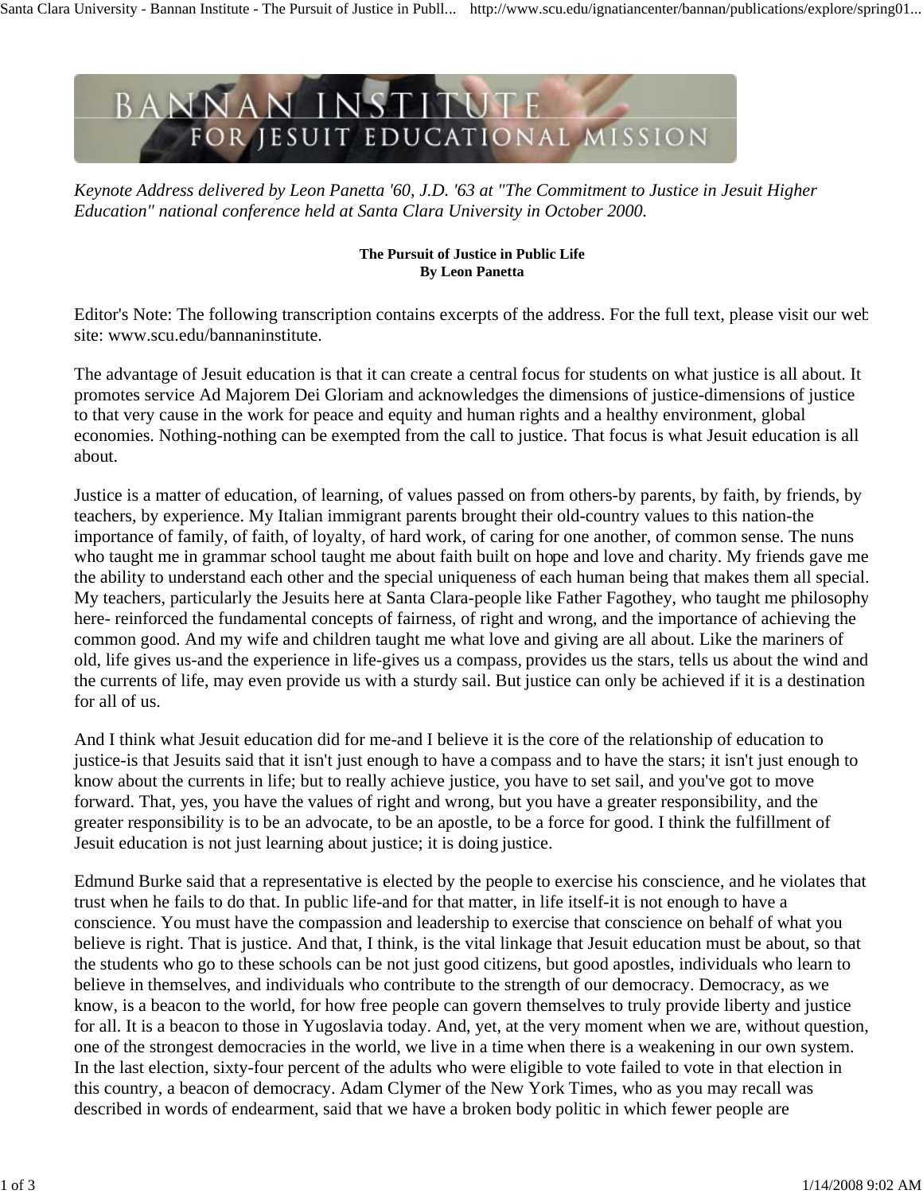*Keynote Address delivered by Leon Panetta '60, J.D. '63 at "The Commitment to Justice in Jesuit Higher Education" national conference held at Santa Clara University in October 2000.*

**The Pursuit of Justice in Public Life**
**By Leon Panetta**

Editor's Note: The following transcription contains excerpts of the address. For the full text, please visit our web site: www.scu.edu/bannaninstitute.

The advantage of Jesuit education is that it can create a central focus for students on what justice is all about. It promotes service Ad Majorem Dei Gloriam and acknowledges the dimensions of justice-dimensions of justice to that very cause in the work for peace and equity and human rights and a healthy environment, global economies. Nothing-nothing can be exempted from the call to justice. That focus is what Jesuit education is all about.

Justice is a matter of education, of learning, of values passed on from others-by parents, by faith, by friends, by teachers, by experience. My Italian immigrant parents brought their old-country values to this nation-the importance of family, of faith, of loyalty, of hard work, of caring for one another, of common sense. The nuns who taught me in grammar school taught me about faith built on hope and love and charity. My friends gave me the ability to understand each other and the special uniqueness of each human being that makes them all special. My teachers, particularly the Jesuits here at Santa Clara-people like Father Fagothey, who taught me philosophy here- reinforced the fundamental concepts of fairness, of right and wrong, and the importance of achieving the common good. And my wife and children taught me what love and giving are all about. Like the mariners of old, life gives us-and the experience in life-gives us a compass, provides us the stars, tells us about the wind and the currents of life, may even provide us with a sturdy sail. But justice can only be achieved if it is a destination for all of us.

And I think what Jesuit education did for me-and I believe it is the core of the relationship of education to justice-is that Jesuits said that it isn't just enough to have a compass and to have the stars; it isn't just enough to know about the currents in life; but to really achieve justice, you have to set sail, and you've got to move forward. That, yes, you have the values of right and wrong, but you have a greater responsibility, and the greater responsibility is to be an advocate, to be an apostle, to be a force for good. I think the fulfillment of Jesuit education is not just learning about justice; it is doing justice.

Edmund Burke said that a representative is elected by the people to exercise his conscience, and he violates that trust when he fails to do that. In public life-and for that matter, in life itself-it is not enough to have a conscience. You must have the compassion and leadership to exercise that conscience on behalf of what you believe is right. That is justice. And that, I think, is the vital linkage that Jesuit education must be about, so that the students who go to these schools can be not just good citizens, but good apostles, individuals who learn to believe in themselves, and individuals who contribute to the strength of our democracy. Democracy, as we know, is a beacon to the world, for how free people can govern themselves to truly provide liberty and justice for all. It is a beacon to those in Yugoslavia today. And, yet, at the very moment when we are, without question, one of the strongest democracies in the world, we live in a time when there is a weakening in our own system. In the last election, sixty-four percent of the adults who were eligible to vote failed to vote in that election in this country, a beacon of democracy. Adam Clymer of the New York Times, who as you may recall was described in words of endearment, said that we have a broken body politic in which fewer people are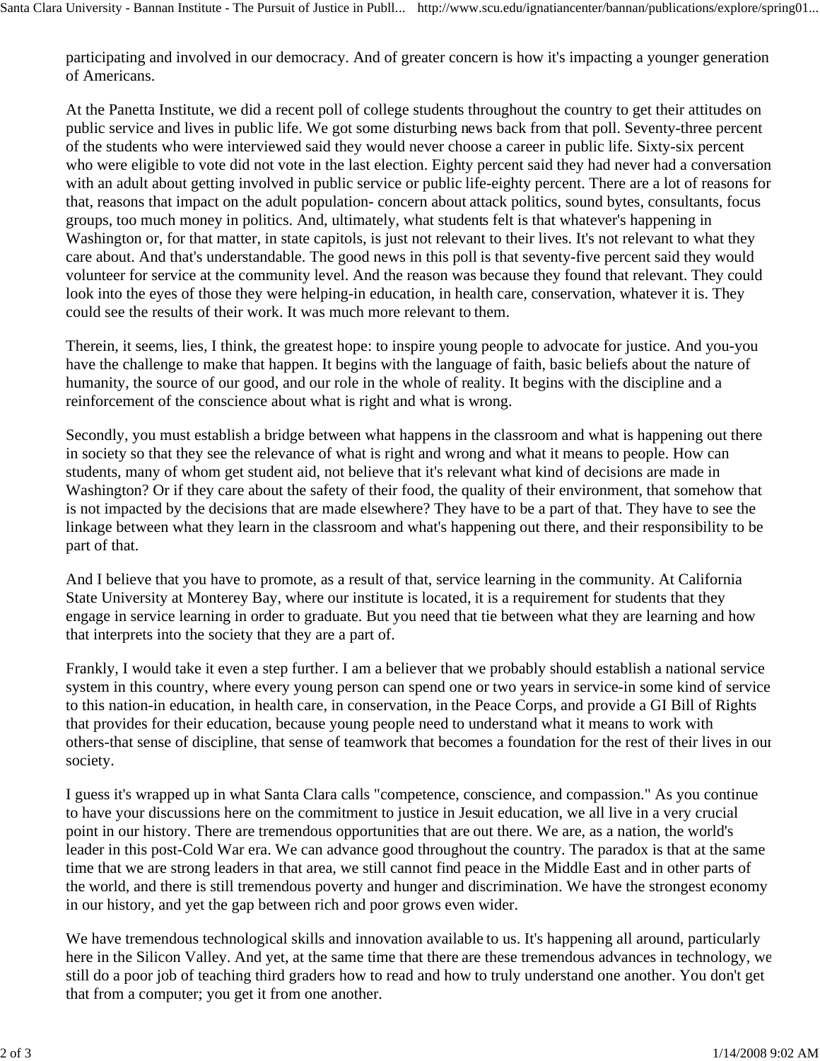participating and involved in our democracy. And of greater concern is how it's impacting a younger generation of Americans.

At the Panetta Institute, we did a recent poll of college students throughout the country to get their attitudes on public service and lives in public life. We got some disturbing news back from that poll. Seventy-three percent of the students who were interviewed said they would never choose a career in public life. Sixty-six percent who were eligible to vote did not vote in the last election. Eighty percent said they had never had a conversation with an adult about getting involved in public service or public life-eighty percent. There are a lot of reasons for that, reasons that impact on the adult population- concern about attack politics, sound bytes, consultants, focus groups, too much money in politics. And, ultimately, what students felt is that whatever's happening in Washington or, for that matter, in state capitols, is just not relevant to their lives. It's not relevant to what they care about. And that's understandable. The good news in this poll is that seventy-five percent said they would volunteer for service at the community level. And the reason was because they found that relevant. They could look into the eyes of those they were helping-in education, in health care, conservation, whatever it is. They could see the results of their work. It was much more relevant to them.

Therein, it seems, lies, I think, the greatest hope: to inspire young people to advocate for justice. And you-you have the challenge to make that happen. It begins with the language of faith, basic beliefs about the nature of humanity, the source of our good, and our role in the whole of reality. It begins with the discipline and a reinforcement of the conscience about what is right and what is wrong.

Secondly, you must establish a bridge between what happens in the classroom and what is happening out there in society so that they see the relevance of what is right and wrong and what it means to people. How can students, many of whom get student aid, not believe that it's relevant what kind of decisions are made in Washington? Or if they care about the safety of their food, the quality of their environment, that somehow that is not impacted by the decisions that are made elsewhere? They have to be a part of that. They have to see the linkage between what they learn in the classroom and what's happening out there, and their responsibility to be part of that.

And I believe that you have to promote, as a result of that, service learning in the community. At California State University at Monterey Bay, where our institute is located, it is a requirement for students that they engage in service learning in order to graduate. But you need that tie between what they are learning and how that interprets into the society that they are a part of.

Frankly, I would take it even a step further. I am a believer that we probably should establish a national service system in this country, where every young person can spend one or two years in service-in some kind of service to this nation-in education, in health care, in conservation, in the Peace Corps, and provide a GI Bill of Rights that provides for their education, because young people need to understand what it means to work with others-that sense of discipline, that sense of teamwork that becomes a foundation for the rest of their lives in our society.

I guess it's wrapped up in what Santa Clara calls "competence, conscience, and compassion." As you continue to have your discussions here on the commitment to justice in Jesuit education, we all live in a very crucial point in our history. There are tremendous opportunities that are out there. We are, as a nation, the world's leader in this post-Cold War era. We can advance good throughout the country. The paradox is that at the same time that we are strong leaders in that area, we still cannot find peace in the Middle East and in other parts of the world, and there is still tremendous poverty and hunger and discrimination. We have the strongest economy in our history, and yet the gap between rich and poor grows even wider.

We have tremendous technological skills and innovation available to us. It's happening all around, particularly here in the Silicon Valley. And yet, at the same time that there are these tremendous advances in technology, we still do a poor job of teaching third graders how to read and how to truly understand one another. You don't get that from a computer; you get it from one another.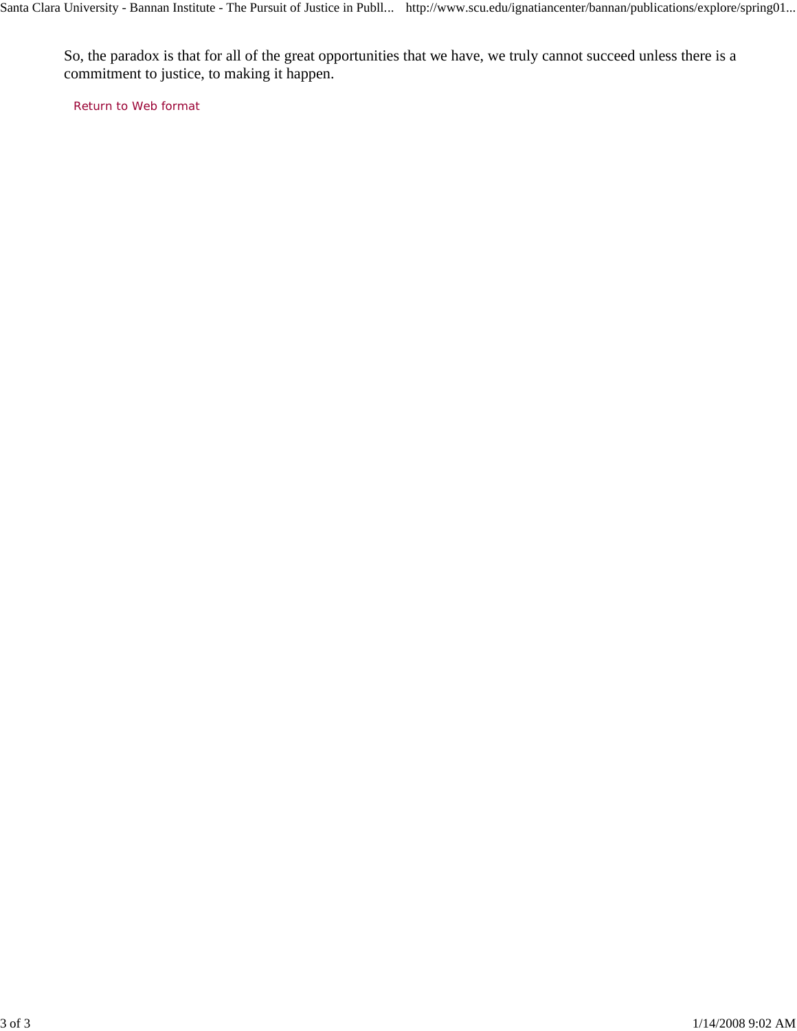So, the paradox is that for all of the great opportunities that we have, we truly cannot succeed unless there is a commitment to justice, to making it happen.

Return to Web format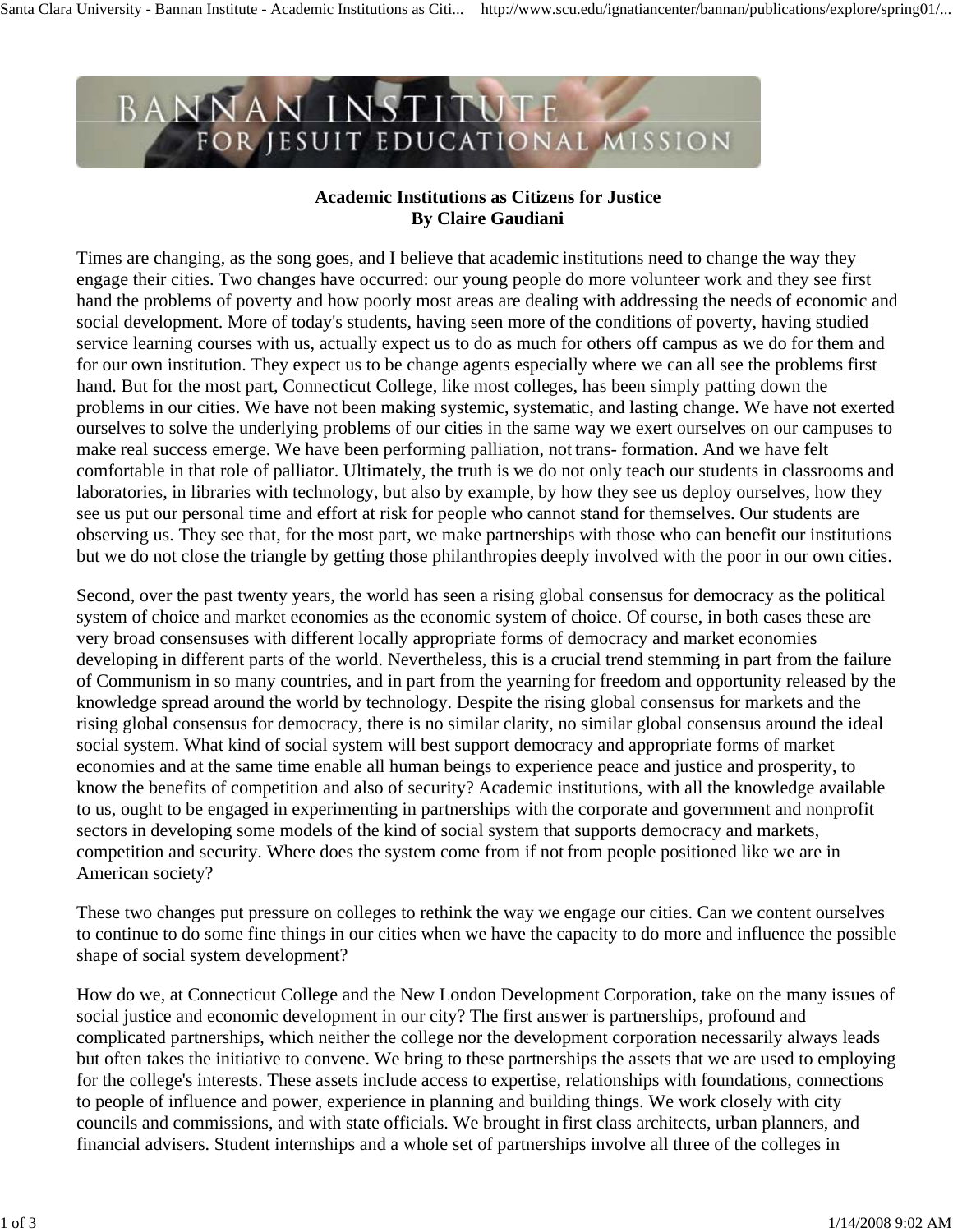**Academic Institutions as Citizens for Justice**
**By Claire Gaudiani**

Times are changing, as the song goes, and I believe that academic institutions need to change the way they engage their cities. Two changes have occurred: our young people do more volunteer work and they see first hand the problems of poverty and how poorly most areas are dealing with addressing the needs of economic and social development. More of today's students, having seen more of the conditions of poverty, having studied service learning courses with us, actually expect us to do as much for others off campus as we do for them and for our own institution. They expect us to be change agents especially where we can all see the problems first hand. But for the most part, Connecticut College, like most colleges, has been simply patting down the problems in our cities. We have not been making systemic, systematic, and lasting change. We have not exerted ourselves to solve the underlying problems of our cities in the same way we exert ourselves on our campuses to make real success emerge. We have been performing palliation, not trans- formation. And we have felt comfortable in that role of palliator. Ultimately, the truth is we do not only teach our students in classrooms and laboratories, in libraries with technology, but also by example, by how they see us deploy ourselves, how they see us put our personal time and effort at risk for people who cannot stand for themselves. Our students are observing us. They see that, for the most part, we make partnerships with those who can benefit our institutions but we do not close the triangle by getting those philanthropies deeply involved with the poor in our own cities.

Second, over the past twenty years, the world has seen a rising global consensus for democracy as the political system of choice and market economies as the economic system of choice. Of course, in both cases these are very broad consensuses with different locally appropriate forms of democracy and market economies developing in different parts of the world. Nevertheless, this is a crucial trend stemming in part from the failure of Communism in so many countries, and in part from the yearning for freedom and opportunity released by the knowledge spread around the world by technology. Despite the rising global consensus for markets and the rising global consensus for democracy, there is no similar clarity, no similar global consensus around the ideal social system. What kind of social system will best support democracy and appropriate forms of market economies and at the same time enable all human beings to experience peace and justice and prosperity, to know the benefits of competition and also of security? Academic institutions, with all the knowledge available to us, ought to be engaged in experimenting in partnerships with the corporate and government and nonprofit sectors in developing some models of the kind of social system that supports democracy and markets, competition and security. Where does the system come from if not from people positioned like we are in American society?

These two changes put pressure on colleges to rethink the way we engage our cities. Can we content ourselves to continue to do some fine things in our cities when we have the capacity to do more and influence the possible shape of social system development?

How do we, at Connecticut College and the New London Development Corporation, take on the many issues of social justice and economic development in our city? The first answer is partnerships, profound and complicated partnerships, which neither the college nor the development corporation necessarily always leads but often takes the initiative to convene. We bring to these partnerships the assets that we are used to employing for the college's interests. These assets include access to expertise, relationships with foundations, connections to people of influence and power, experience in planning and building things. We work closely with city councils and commissions, and with state officials. We brought in first class architects, urban planners, and financial advisers. Student internships and a whole set of partnerships involve all three of the colleges in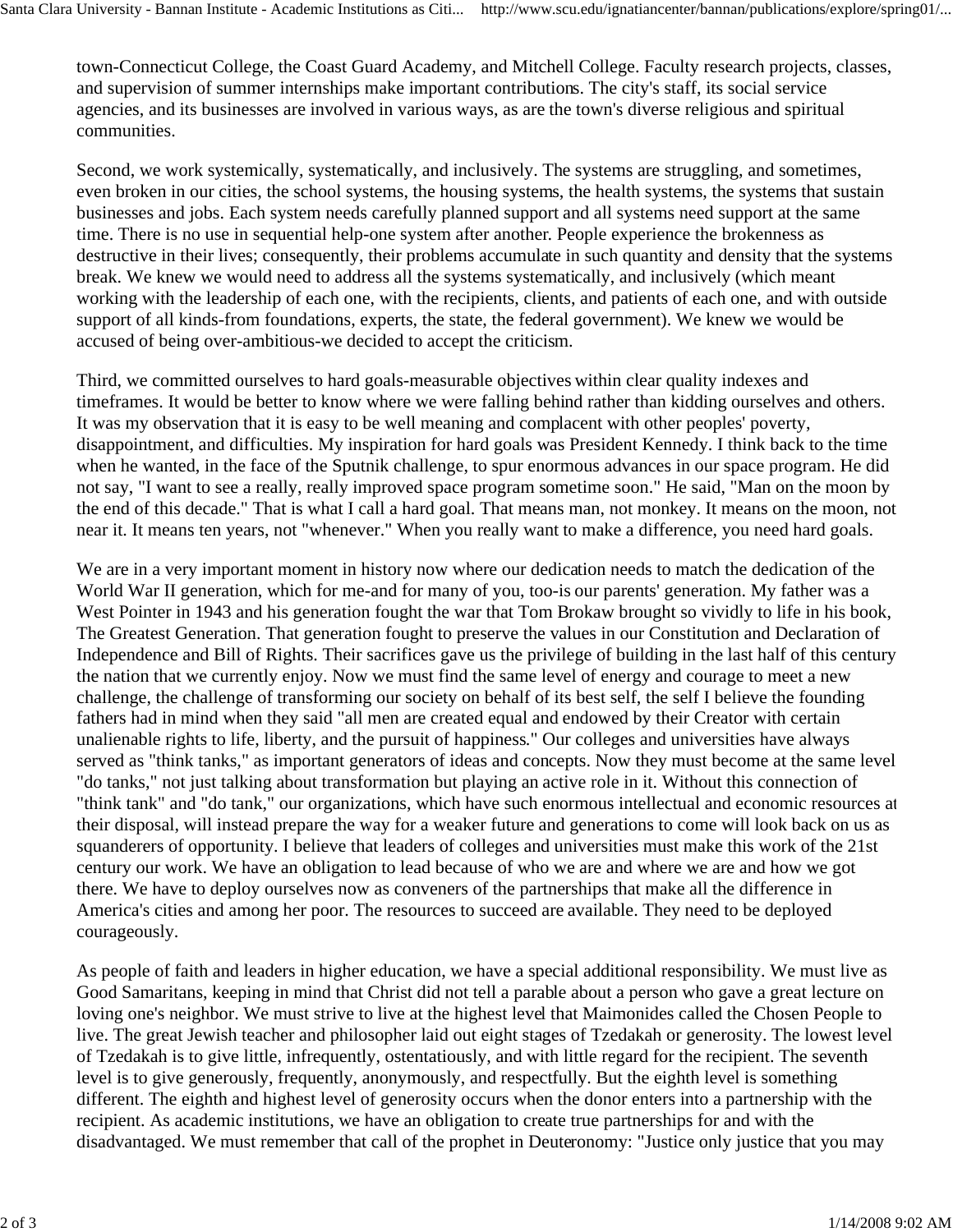town-Connecticut College, the Coast Guard Academy, and Mitchell College. Faculty research projects, classes, and supervision of summer internships make important contributions. The city's staff, its social service agencies, and its businesses are involved in various ways, as are the town's diverse religious and spiritual communities.

Second, we work systemically, systematically, and inclusively. The systems are struggling, and sometimes, even broken in our cities, the school systems, the housing systems, the health systems, the systems that sustain businesses and jobs. Each system needs carefully planned support and all systems need support at the same time. There is no use in sequential help-one system after another. People experience the brokenness as destructive in their lives; consequently, their problems accumulate in such quantity and density that the systems break. We knew we would need to address all the systems systematically, and inclusively (which meant working with the leadership of each one, with the recipients, clients, and patients of each one, and with outside support of all kinds-from foundations, experts, the state, the federal government). We knew we would be accused of being over-ambitious-we decided to accept the criticism.

Third, we committed ourselves to hard goals-measurable objectives within clear quality indexes and timeframes. It would be better to know where we were falling behind rather than kidding ourselves and others. It was my observation that it is easy to be well meaning and complacent with other peoples' poverty, disappointment, and difficulties. My inspiration for hard goals was President Kennedy. I think back to the time when he wanted, in the face of the Sputnik challenge, to spur enormous advances in our space program. He did not say, "I want to see a really, really improved space program sometime soon." He said, "Man on the moon by the end of this decade." That is what I call a hard goal. That means man, not monkey. It means on the moon, not near it. It means ten years, not "whenever." When you really want to make a difference, you need hard goals.

We are in a very important moment in history now where our dedication needs to match the dedication of the World War II generation, which for me-and for many of you, too-is our parents' generation. My father was a West Pointer in 1943 and his generation fought the war that Tom Brokaw brought so vividly to life in his book, The Greatest Generation. That generation fought to preserve the values in our Constitution and Declaration of Independence and Bill of Rights. Their sacrifices gave us the privilege of building in the last half of this century the nation that we currently enjoy. Now we must find the same level of energy and courage to meet a new challenge, the challenge of transforming our society on behalf of its best self, the self I believe the founding fathers had in mind when they said "all men are created equal and endowed by their Creator with certain unalienable rights to life, liberty, and the pursuit of happiness." Our colleges and universities have always served as "think tanks," as important generators of ideas and concepts. Now they must become at the same level "do tanks," not just talking about transformation but playing an active role in it. Without this connection of "think tank" and "do tank," our organizations, which have such enormous intellectual and economic resources at their disposal, will instead prepare the way for a weaker future and generations to come will look back on us as squanderers of opportunity. I believe that leaders of colleges and universities must make this work of the 21st century our work. We have an obligation to lead because of who we are and where we are and how we got there. We have to deploy ourselves now as conveners of the partnerships that make all the difference in America's cities and among her poor. The resources to succeed are available. They need to be deployed courageously.

As people of faith and leaders in higher education, we have a special additional responsibility. We must live as Good Samaritans, keeping in mind that Christ did not tell a parable about a person who gave a great lecture on loving one's neighbor. We must strive to live at the highest level that Maimonides called the Chosen People to live. The great Jewish teacher and philosopher laid out eight stages of Tzedakah or generosity. The lowest level of Tzedakah is to give little, infrequently, ostentatiously, and with little regard for the recipient. The seventh level is to give generously, frequently, anonymously, and respectfully. But the eighth level is something different. The eighth and highest level of generosity occurs when the donor enters into a partnership with the recipient. As academic institutions, we have an obligation to create true partnerships for and with the disadvantaged. We must remember that call of the prophet in Deuteronomy: "Justice only justice that you may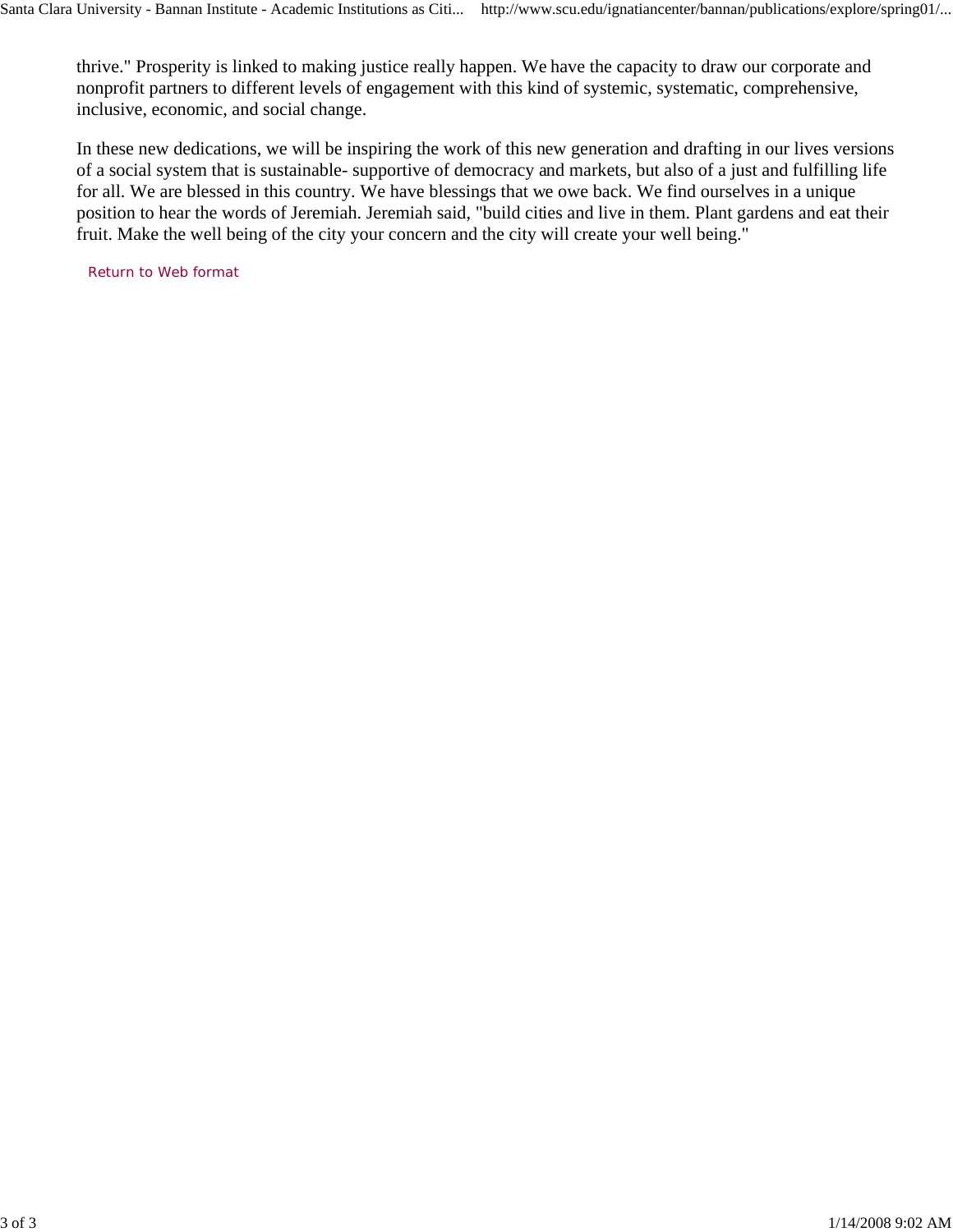thrive." Prosperity is linked to making justice really happen. We have the capacity to draw our corporate and nonprofit partners to different levels of engagement with this kind of systemic, systematic, comprehensive, inclusive, economic, and social change.

In these new dedications, we will be inspiring the work of this new generation and drafting in our lives versions of a social system that is sustainable- supportive of democracy and markets, but also of a just and fulfilling life for all. We are blessed in this country. We have blessings that we owe back. We find ourselves in a unique position to hear the words of Jeremiah. Jeremiah said, "build cities and live in them. Plant gardens and eat their fruit. Make the well being of the city your concern and the city will create your well being."

Return to Web format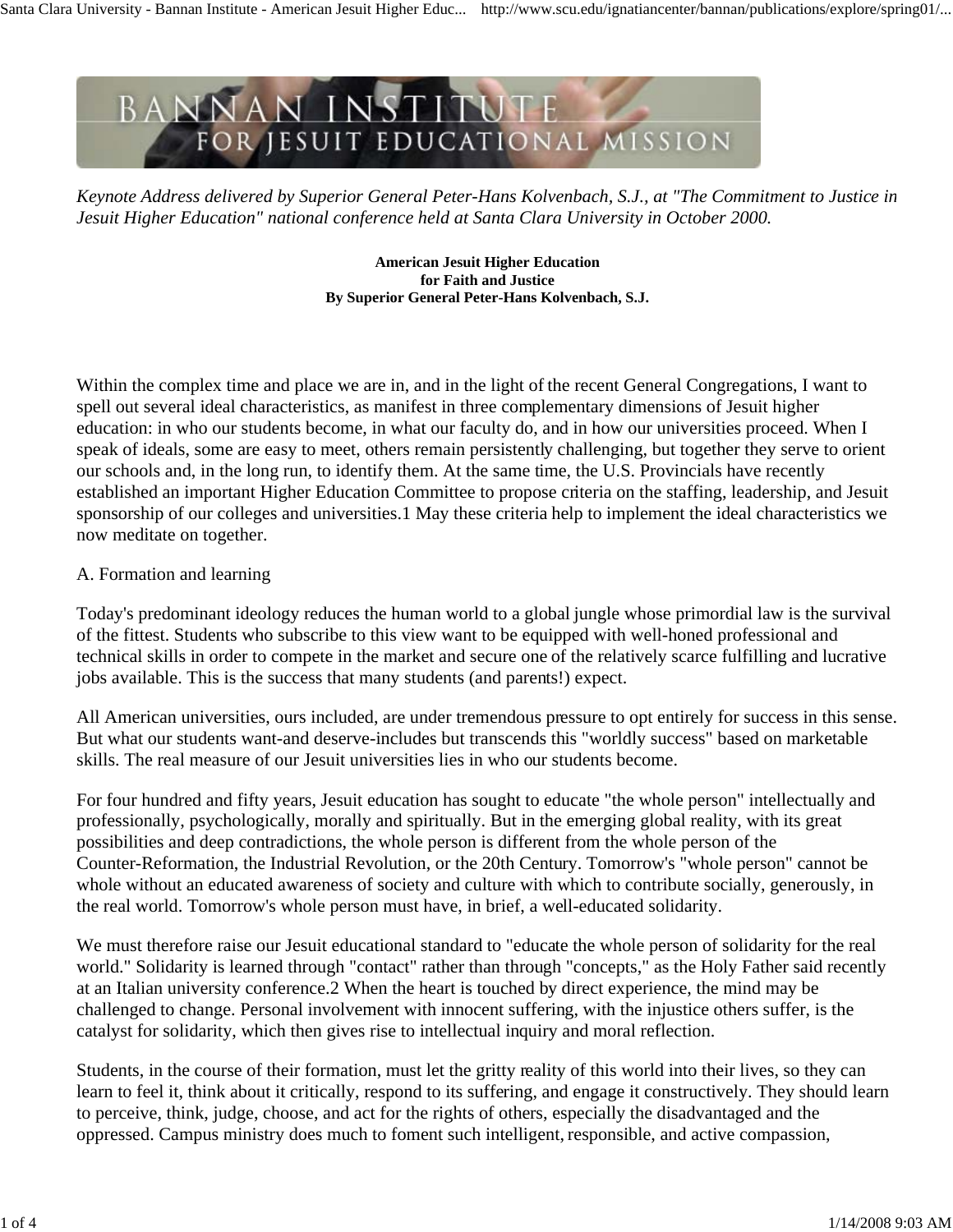*Keynote Address delivered by Superior General Peter-Hans Kolvenbach, S.J., at "The Commitment to Justice in Jesuit Higher Education" national conference held at Santa Clara University in October 2000.*

**American Jesuit Higher Education**
**for Faith and Justice**
**By Superior General Peter-Hans Kolvenbach, S.J.**

Within the complex time and place we are in, and in the light of the recent General Congregations, I want to spell out several ideal characteristics, as manifest in three complementary dimensions of Jesuit higher education: in who our students become, in what our faculty do, and in how our universities proceed. When I speak of ideals, some are easy to meet, others remain persistently challenging, but together they serve to orient our schools and, in the long run, to identify them. At the same time, the U.S. Provincials have recently established an important Higher Education Committee to propose criteria on the staffing, leadership, and Jesuit sponsorship of our colleges and universities.1 May these criteria help to implement the ideal characteristics we now meditate on together.

A. Formation and learning

Today's predominant ideology reduces the human world to a global jungle whose primordial law is the survival of the fittest. Students who subscribe to this view want to be equipped with well-honed professional and technical skills in order to compete in the market and secure one of the relatively scarce fulfilling and lucrative jobs available. This is the success that many students (and parents!) expect.

All American universities, ours included, are under tremendous pressure to opt entirely for success in this sense. But what our students want-and deserve-includes but transcends this "worldly success" based on marketable skills. The real measure of our Jesuit universities lies in who our students become.

For four hundred and fifty years, Jesuit education has sought to educate "the whole person" intellectually and professionally, psychologically, morally and spiritually. But in the emerging global reality, with its great possibilities and deep contradictions, the whole person is different from the whole person of the Counter-Reformation, the Industrial Revolution, or the 20th Century. Tomorrow's "whole person" cannot be whole without an educated awareness of society and culture with which to contribute socially, generously, in the real world. Tomorrow's whole person must have, in brief, a well-educated solidarity.

We must therefore raise our Jesuit educational standard to "educate the whole person of solidarity for the real world." Solidarity is learned through "contact" rather than through "concepts," as the Holy Father said recently at an Italian university conference.2 When the heart is touched by direct experience, the mind may be challenged to change. Personal involvement with innocent suffering, with the injustice others suffer, is the catalyst for solidarity, which then gives rise to intellectual inquiry and moral reflection.

Students, in the course of their formation, must let the gritty reality of this world into their lives, so they can learn to feel it, think about it critically, respond to its suffering, and engage it constructively. They should learn to perceive, think, judge, choose, and act for the rights of others, especially the disadvantaged and the oppressed. Campus ministry does much to foment such intelligent, responsible, and active compassion,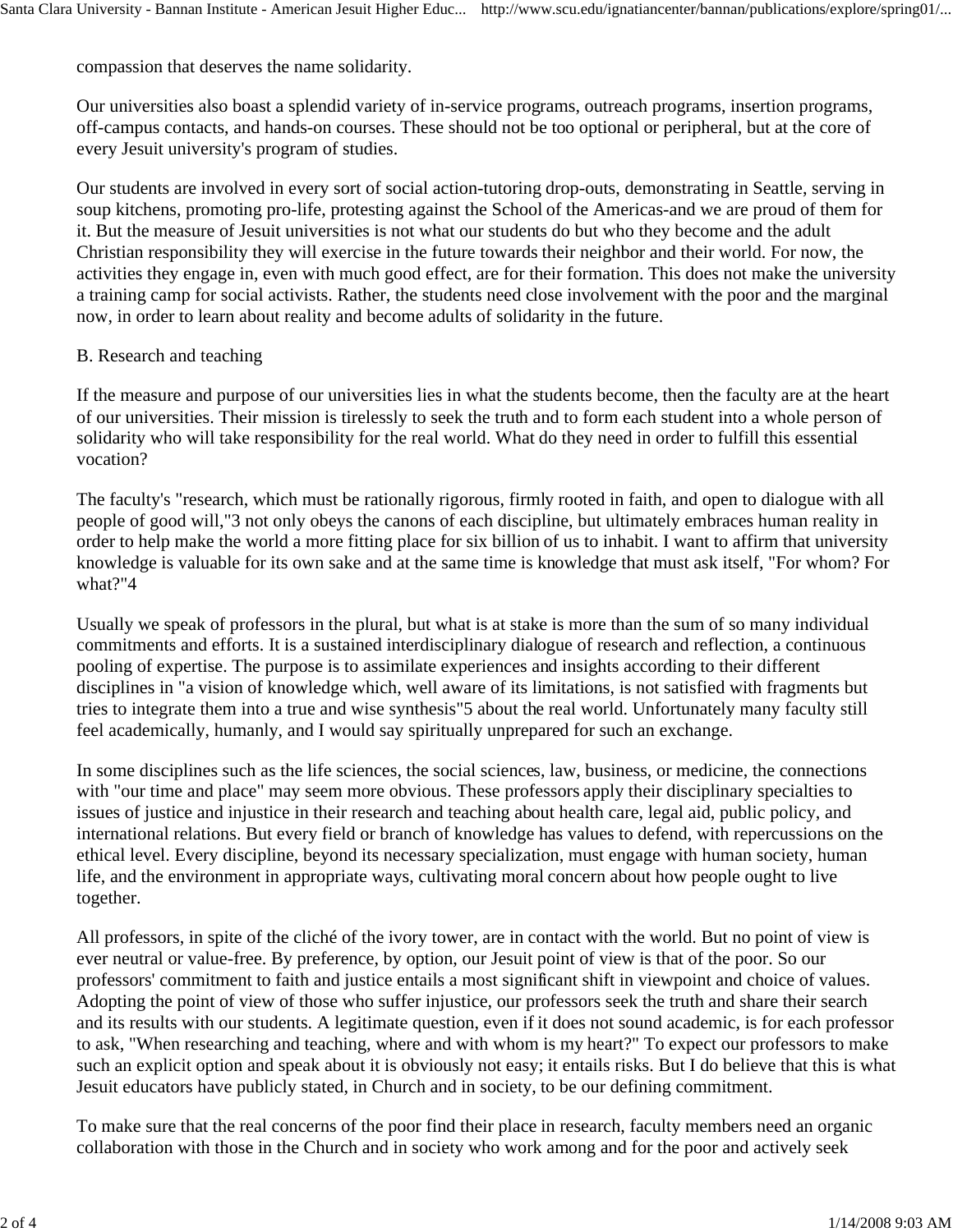compassion that deserves the name solidarity.

Our universities also boast a splendid variety of in-service programs, outreach programs, insertion programs, off-campus contacts, and hands-on courses. These should not be too optional or peripheral, but at the core of every Jesuit university's program of studies.

Our students are involved in every sort of social action-tutoring drop-outs, demonstrating in Seattle, serving in soup kitchens, promoting pro-life, protesting against the School of the Americas-and we are proud of them for it. But the measure of Jesuit universities is not what our students do but who they become and the adult Christian responsibility they will exercise in the future towards their neighbor and their world. For now, the activities they engage in, even with much good effect, are for their formation. This does not make the university a training camp for social activists. Rather, the students need close involvement with the poor and the marginal now, in order to learn about reality and become adults of solidarity in the future.

B. Research and teaching

If the measure and purpose of our universities lies in what the students become, then the faculty are at the heart of our universities. Their mission is tirelessly to seek the truth and to form each student into a whole person of solidarity who will take responsibility for the real world. What do they need in order to fulfill this essential vocation?

The faculty's "research, which must be rationally rigorous, firmly rooted in faith, and open to dialogue with all people of good will,"3 not only obeys the canons of each discipline, but ultimately embraces human reality in order to help make the world a more fitting place for six billion of us to inhabit. I want to affirm that university knowledge is valuable for its own sake and at the same time is knowledge that must ask itself, "For whom? For what?"4

Usually we speak of professors in the plural, but what is at stake is more than the sum of so many individual commitments and efforts. It is a sustained interdisciplinary dialogue of research and reflection, a continuous pooling of expertise. The purpose is to assimilate experiences and insights according to their different disciplines in "a vision of knowledge which, well aware of its limitations, is not satisfied with fragments but tries to integrate them into a true and wise synthesis"5 about the real world. Unfortunately many faculty still feel academically, humanly, and I would say spiritually unprepared for such an exchange.

In some disciplines such as the life sciences, the social sciences, law, business, or medicine, the connections with "our time and place" may seem more obvious. These professors apply their disciplinary specialties to issues of justice and injustice in their research and teaching about health care, legal aid, public policy, and international relations. But every field or branch of knowledge has values to defend, with repercussions on the ethical level. Every discipline, beyond its necessary specialization, must engage with human society, human life, and the environment in appropriate ways, cultivating moral concern about how people ought to live together.

All professors, in spite of the cliché of the ivory tower, are in contact with the world. But no point of view is ever neutral or value-free. By preference, by option, our Jesuit point of view is that of the poor. So our professors' commitment to faith and justice entails a most significant shift in viewpoint and choice of values. Adopting the point of view of those who suffer injustice, our professors seek the truth and share their search and its results with our students. A legitimate question, even if it does not sound academic, is for each professor to ask, "When researching and teaching, where and with whom is my heart?" To expect our professors to make such an explicit option and speak about it is obviously not easy; it entails risks. But I do believe that this is what Jesuit educators have publicly stated, in Church and in society, to be our defining commitment.

To make sure that the real concerns of the poor find their place in research, faculty members need an organic collaboration with those in the Church and in society who work among and for the poor and actively seek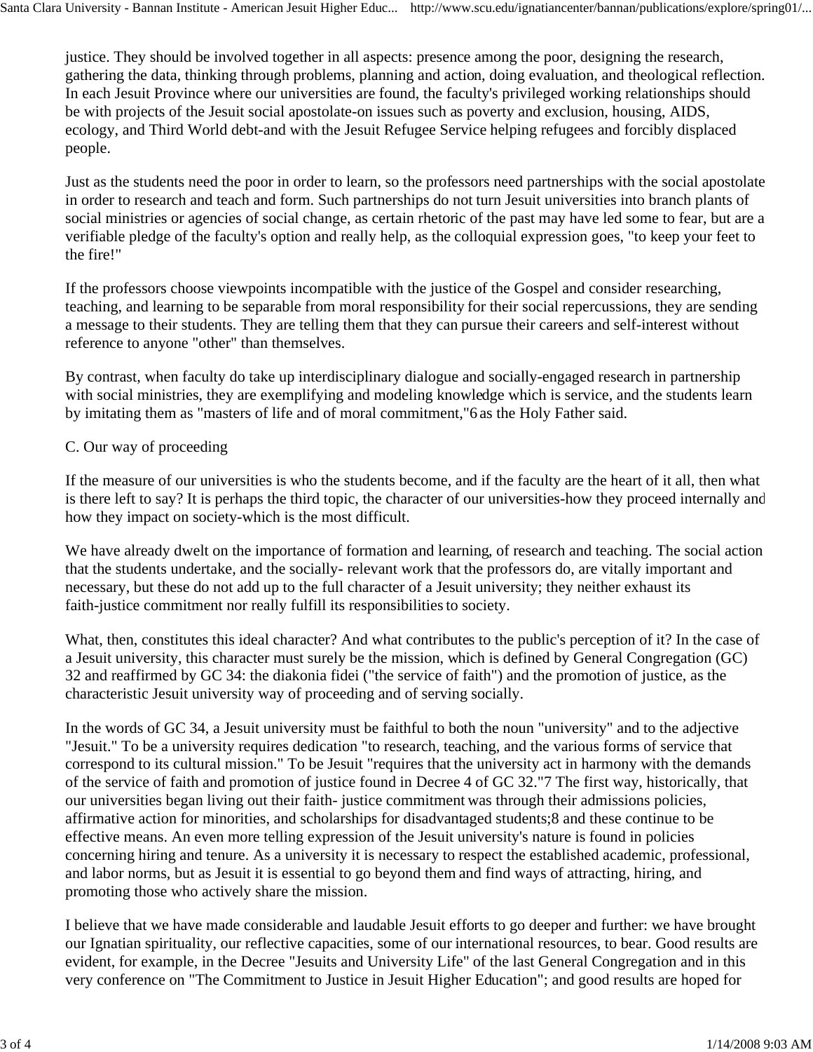justice. They should be involved together in all aspects: presence among the poor, designing the research, gathering the data, thinking through problems, planning and action, doing evaluation, and theological reflection. In each Jesuit Province where our universities are found, the faculty's privileged working relationships should be with projects of the Jesuit social apostolate-on issues such as poverty and exclusion, housing, AIDS, ecology, and Third World debt-and with the Jesuit Refugee Service helping refugees and forcibly displaced people.

Just as the students need the poor in order to learn, so the professors need partnerships with the social apostolate in order to research and teach and form. Such partnerships do not turn Jesuit universities into branch plants of social ministries or agencies of social change, as certain rhetoric of the past may have led some to fear, but are a verifiable pledge of the faculty's option and really help, as the colloquial expression goes, "to keep your feet to the fire!"

If the professors choose viewpoints incompatible with the justice of the Gospel and consider researching, teaching, and learning to be separable from moral responsibility for their social repercussions, they are sending a message to their students. They are telling them that they can pursue their careers and self-interest without reference to anyone "other" than themselves.

By contrast, when faculty do take up interdisciplinary dialogue and socially-engaged research in partnership with social ministries, they are exemplifying and modeling knowledge which is service, and the students learn by imitating them as "masters of life and of moral commitment,"[6] as the Holy Father said.

C. Our way of proceeding

If the measure of our universities is who the students become, and if the faculty are the heart of it all, then what is there left to say? It is perhaps the third topic, the character of our universities-how they proceed internally and how they impact on society-which is the most difficult.

We have already dwelt on the importance of formation and learning, of research and teaching. The social action that the students undertake, and the socially- relevant work that the professors do, are vitally important and necessary, but these do not add up to the full character of a Jesuit university; they neither exhaust its faith-justice commitment nor really fulfill its responsibilities to society.

What, then, constitutes this ideal character? And what contributes to the public's perception of it? In the case of a Jesuit university, this character must surely be the mission, which is defined by General Congregation (GC) 32 and reaffirmed by GC 34: the diakonia fidei ("the service of faith") and the promotion of justice, as the characteristic Jesuit university way of proceeding and of serving socially.

In the words of GC 34, a Jesuit university must be faithful to both the noun "university" and to the adjective "Jesuit." To be a university requires dedication "to research, teaching, and the various forms of service that correspond to its cultural mission." To be Jesuit "requires that the university act in harmony with the demands of the service of faith and promotion of justice found in Decree 4 of GC 32."[7] The first way, historically, that our universities began living out their faith- justice commitment was through their admissions policies, affirmative action for minorities, and scholarships for disadvantaged students;[8] and these continue to be effective means. An even more telling expression of the Jesuit university's nature is found in policies concerning hiring and tenure. As a university it is necessary to respect the established academic, professional, and labor norms, but as Jesuit it is essential to go beyond them and find ways of attracting, hiring, and promoting those who actively share the mission.

I believe that we have made considerable and laudable Jesuit efforts to go deeper and further: we have brought our Ignatian spirituality, our reflective capacities, some of our international resources, to bear. Good results are evident, for example, in the Decree "Jesuits and University Life" of the last General Congregation and in this very conference on "The Commitment to Justice in Jesuit Higher Education"; and good results are hoped for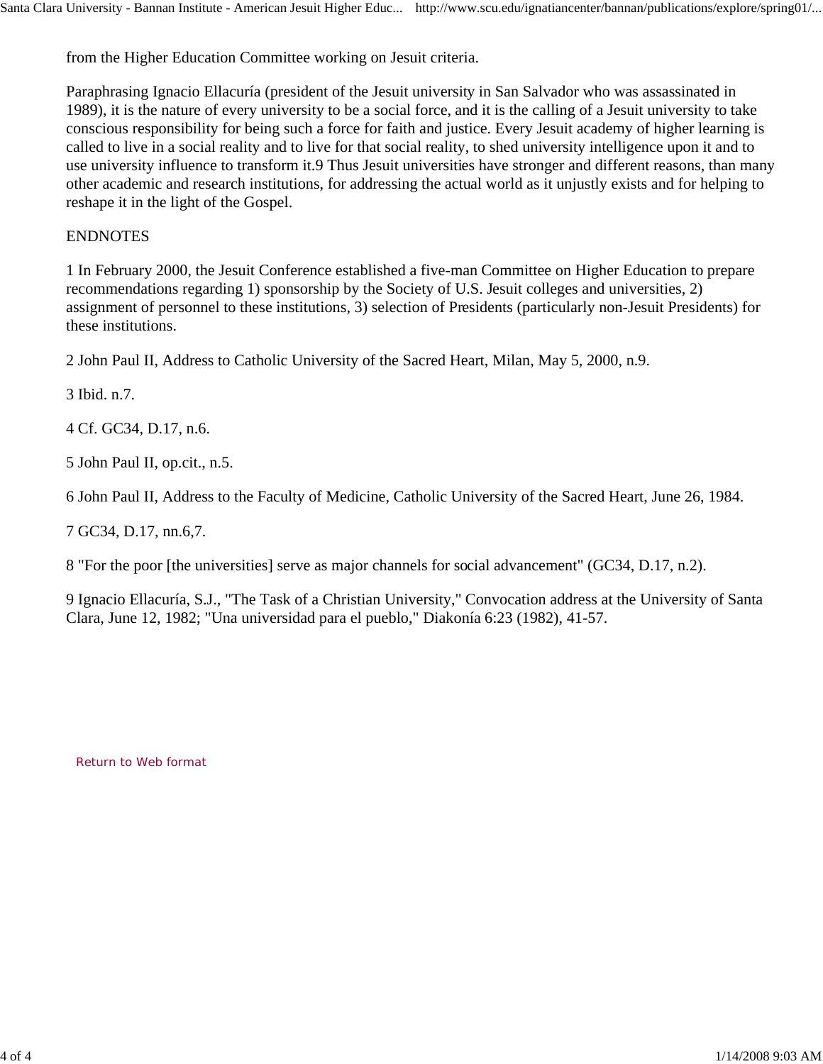from the Higher Education Committee working on Jesuit criteria.

Paraphrasing Ignacio Ellacuría (president of the Jesuit university in San Salvador who was assassinated in 1989), it is the nature of every university to be a social force, and it is the calling of a Jesuit university to take conscious responsibility for being such a force for faith and justice. Every Jesuit academy of higher learning is called to live in a social reality and to live for that social reality, to shed university intelligence upon it and to use university influence to transform it.[9] Thus Jesuit universities have stronger and different reasons, than many other academic and research institutions, for addressing the actual world as it unjustly exists and for helping to reshape it in the light of the Gospel.

ENDNOTES

1 In February 2000, the Jesuit Conference established a five-man Committee on Higher Education to prepare recommendations regarding 1) sponsorship by the Society of U.S. Jesuit colleges and universities, 2) assignment of personnel to these institutions, 3) selection of Presidents (particularly non-Jesuit Presidents) for these institutions.

2 John Paul II, Address to Catholic University of the Sacred Heart, Milan, May 5, 2000, n.9.

3 Ibid. n.7.

4 Cf. GC34, D.17, n.6.

5 John Paul II, op.cit., n.5.

6 John Paul II, Address to the Faculty of Medicine, Catholic University of the Sacred Heart, June 26, 1984.

7 GC34, D.17, nn.6,7.

8 "For the poor [the universities] serve as major channels for social advancement" (GC34, D.17, n.2).

9 Ignacio Ellacuría, S.J., "The Task of a Christian University," Convocation address at the University of Santa Clara, June 12, 1982; "Una universidad para el pueblo," Diakonía 6:23 (1982), 41-57.

Return to Web format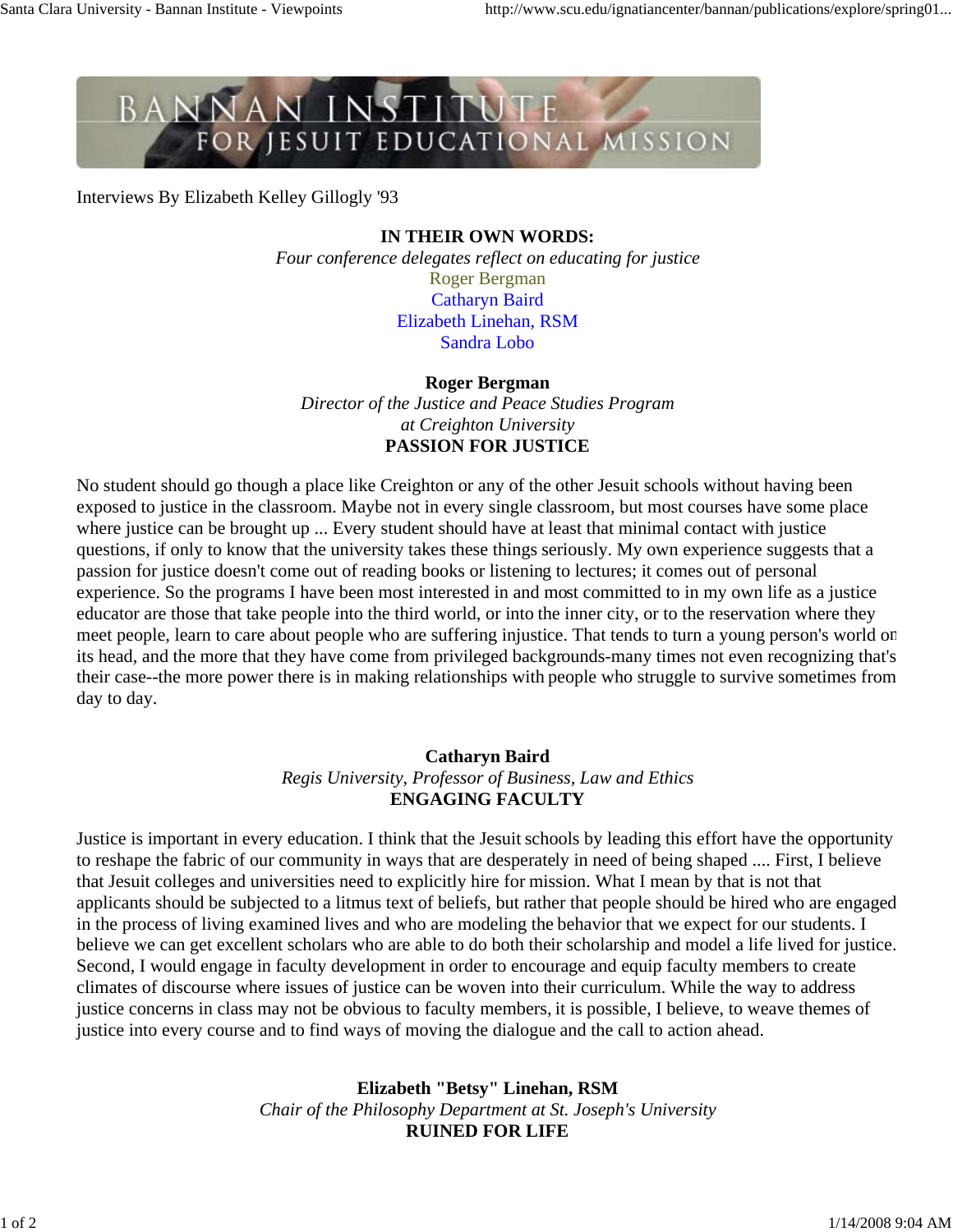BANNAN INSTITUTE FOR JESUIT EDUCATIONAL MISSION

Interviews By Elizabeth Kelley Gillogly '93

**IN THEIR OWN WORDS:**
*Four conference delegates reflect on educating for justice*
Roger Bergman
Catharyn Baird
Elizabeth Linehan, RSM
Sandra Lobo

**Roger Bergman**
*Director of the Justice and Peace Studies Program at Creighton University*
**PASSION FOR JUSTICE**

No student should go though a place like Creighton or any of the other Jesuit schools without having been exposed to justice in the classroom. Maybe not in every single classroom, but most courses have some place where justice can be brought up ... Every student should have at least that minimal contact with justice questions, if only to know that the university takes these things seriously. My own experience suggests that a passion for justice doesn't come out of reading books or listening to lectures; it comes out of personal experience. So the programs I have been most interested in and most committed to in my own life as a justice educator are those that take people into the third world, or into the inner city, or to the reservation where they meet people, learn to care about people who are suffering injustice. That tends to turn a young person's world on its head, and the more that they have come from privileged backgrounds-many times not even recognizing that's their case--the more power there is in making relationships with people who struggle to survive sometimes from day to day.

**Catharyn Baird**
*Regis University, Professor of Business, Law and Ethics*
**ENGAGING FACULTY**

Justice is important in every education. I think that the Jesuit schools by leading this effort have the opportunity to reshape the fabric of our community in ways that are desperately in need of being shaped .... First, I believe that Jesuit colleges and universities need to explicitly hire for mission. What I mean by that is not that applicants should be subjected to a litmus text of beliefs, but rather that people should be hired who are engaged in the process of living examined lives and who are modeling the behavior that we expect for our students. I believe we can get excellent scholars who are able to do both their scholarship and model a life lived for justice. Second, I would engage in faculty development in order to encourage and equip faculty members to create climates of discourse where issues of justice can be woven into their curriculum. While the way to address justice concerns in class may not be obvious to faculty members, it is possible, I believe, to weave themes of justice into every course and to find ways of moving the dialogue and the call to action ahead.

**Elizabeth "Betsy" Linehan, RSM**
*Chair of the Philosophy Department at St. Joseph's University*
**RUINED FOR LIFE**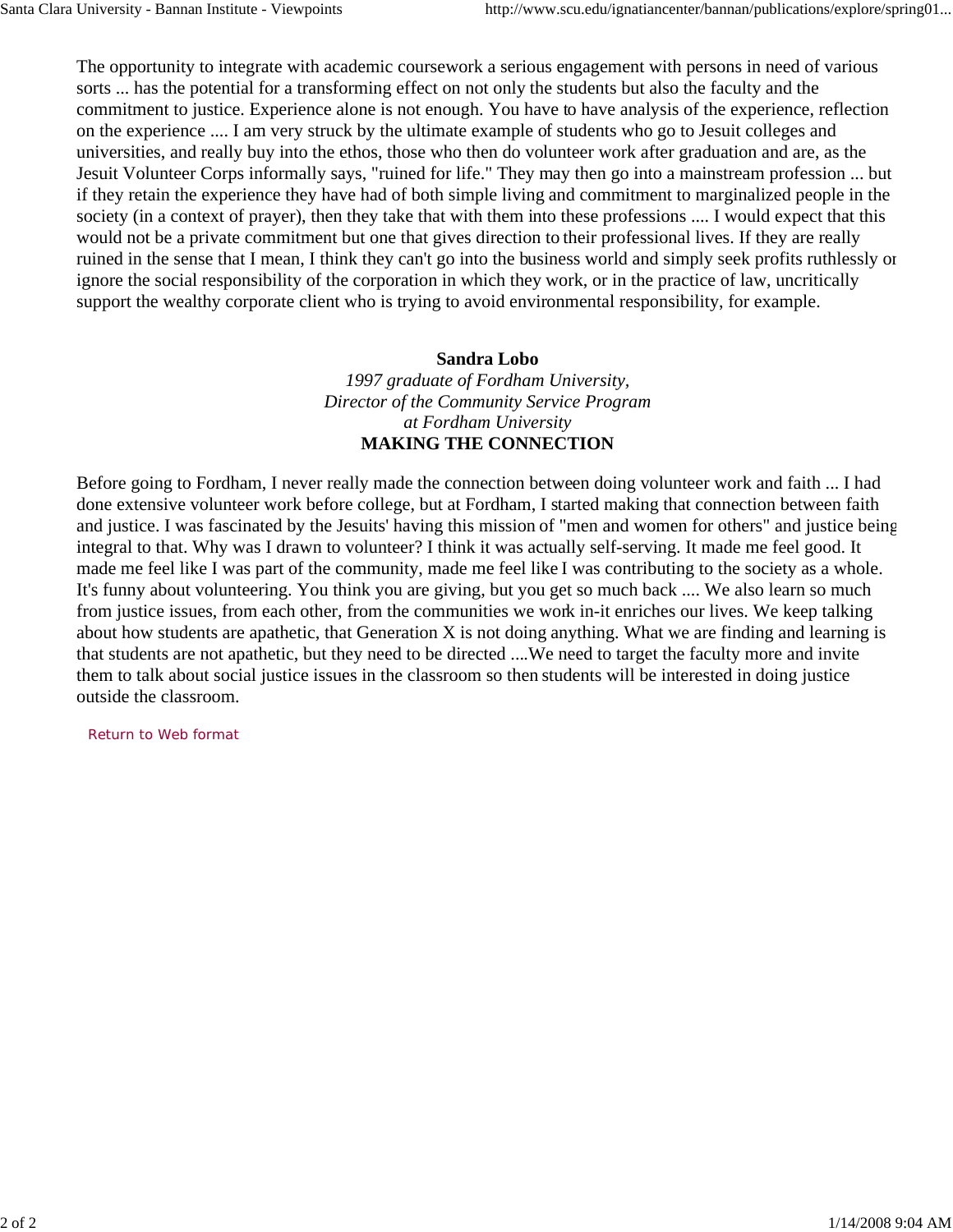The opportunity to integrate with academic coursework a serious engagement with persons in need of various sorts ... has the potential for a transforming effect on not only the students but also the faculty and the commitment to justice. Experience alone is not enough. You have to have analysis of the experience, reflection on the experience .... I am very struck by the ultimate example of students who go to Jesuit colleges and universities, and really buy into the ethos, those who then do volunteer work after graduation and are, as the Jesuit Volunteer Corps informally says, "ruined for life." They may then go into a mainstream profession ... but if they retain the experience they have had of both simple living and commitment to marginalized people in the society (in a context of prayer), then they take that with them into these professions .... I would expect that this would not be a private commitment but one that gives direction to their professional lives. If they are really ruined in the sense that I mean, I think they can't go into the business world and simply seek profits ruthlessly or ignore the social responsibility of the corporation in which they work, or in the practice of law, uncritically support the wealthy corporate client who is trying to avoid environmental responsibility, for example.

**Sandra Lobo**
*1997 graduate of Fordham University,*
*Director of the Community Service Program*
*at Fordham University*

**MAKING THE CONNECTION**

Before going to Fordham, I never really made the connection between doing volunteer work and faith ... I had done extensive volunteer work before college, but at Fordham, I started making that connection between faith and justice. I was fascinated by the Jesuits' having this mission of "men and women for others" and justice being integral to that. Why was I drawn to volunteer? I think it was actually self-serving. It made me feel good. It made me feel like I was part of the community, made me feel like I was contributing to the society as a whole. It's funny about volunteering. You think you are giving, but you get so much back .... We also learn so much from justice issues, from each other, from the communities we work in-it enriches our lives. We keep talking about how students are apathetic, that Generation X is not doing anything. What we are finding and learning is that students are not apathetic, but they need to be directed ....We need to target the faculty more and invite them to talk about social justice issues in the classroom so then students will be interested in doing justice outside the classroom.

Return to Web format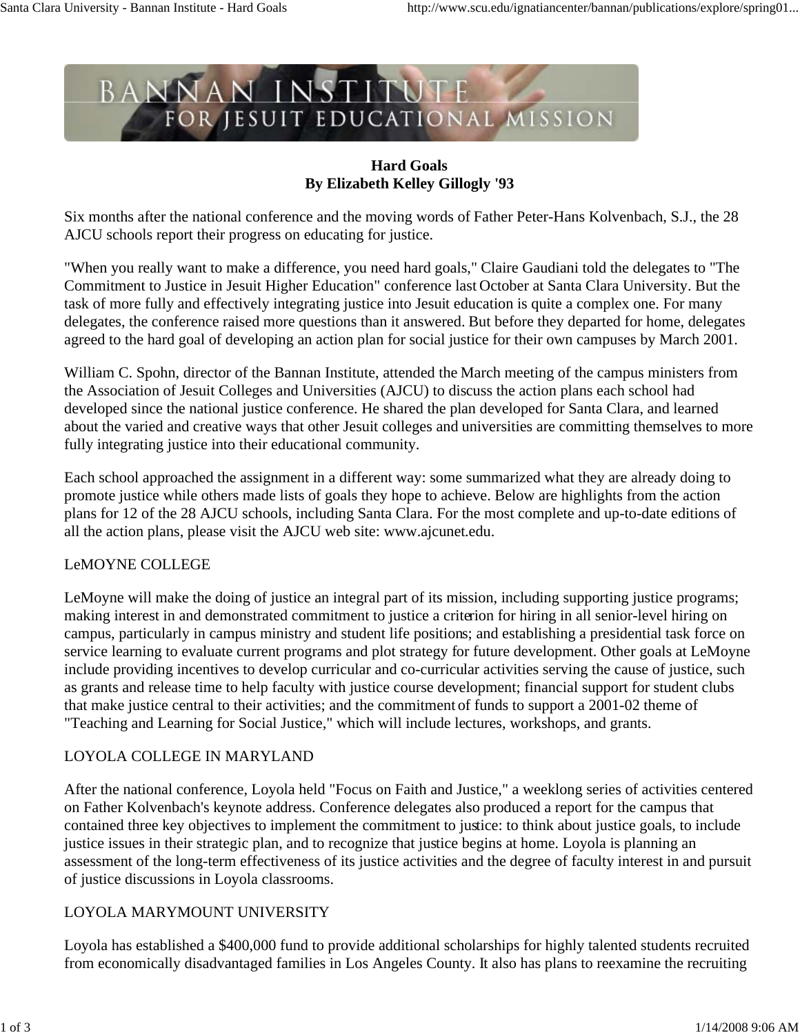# Hard Goals

## By Elizabeth Kelley Gillogly '93

Six months after the national conference and the moving words of Father Peter-Hans Kolvenbach, S.J., the 28 AJCU schools report their progress on educating for justice.

"When you really want to make a difference, you need hard goals," Claire Gaudiani told the delegates to "The Commitment to Justice in Jesuit Higher Education" conference last October at Santa Clara University. But the task of more fully and effectively integrating justice into Jesuit education is quite a complex one. For many delegates, the conference raised more questions than it answered. But before they departed for home, delegates agreed to the hard goal of developing an action plan for social justice for their own campuses by March 2001.

William C. Spohn, director of the Bannan Institute, attended the March meeting of the campus ministers from the Association of Jesuit Colleges and Universities (AJCU) to discuss the action plans each school had developed since the national justice conference. He shared the plan developed for Santa Clara, and learned about the varied and creative ways that other Jesuit colleges and universities are committing themselves to more fully integrating justice into their educational community.

Each school approached the assignment in a different way: some summarized what they are already doing to promote justice while others made lists of goals they hope to achieve. Below are highlights from the action plans for 12 of the 28 AJCU schools, including Santa Clara. For the most complete and up-to-date editions of all the action plans, please visit the AJCU web site: www.ajcunet.edu.

### LeMOYNE COLLEGE

LeMoyne will make the doing of justice an integral part of its mission, including supporting justice programs; making interest in and demonstrated commitment to justice a criterion for hiring in all senior-level hiring on campus, particularly in campus ministry and student life positions; and establishing a presidential task force on service learning to evaluate current programs and plot strategy for future development. Other goals at LeMoyne include providing incentives to develop curricular and co-curricular activities serving the cause of justice, such as grants and release time to help faculty with justice course development; financial support for student clubs that make justice central to their activities; and the commitment of funds to support a 2001-02 theme of "Teaching and Learning for Social Justice," which will include lectures, workshops, and grants.

### LOYOLA COLLEGE IN MARYLAND

After the national conference, Loyola held "Focus on Faith and Justice," a weeklong series of activities centered on Father Kolvenbach's keynote address. Conference delegates also produced a report for the campus that contained three key objectives to implement the commitment to justice: to think about justice goals, to include justice issues in their strategic plan, and to recognize that justice begins at home. Loyola is planning an assessment of the long-term effectiveness of its justice activities and the degree of faculty interest in and pursuit of justice discussions in Loyola classrooms.

### LOYOLA MARYMOUNT UNIVERSITY

Loyola has established a $400,000 fund to provide additional scholarships for highly talented students recruited from economically disadvantaged families in Los Angeles County. It also has plans to reexamine the recruiting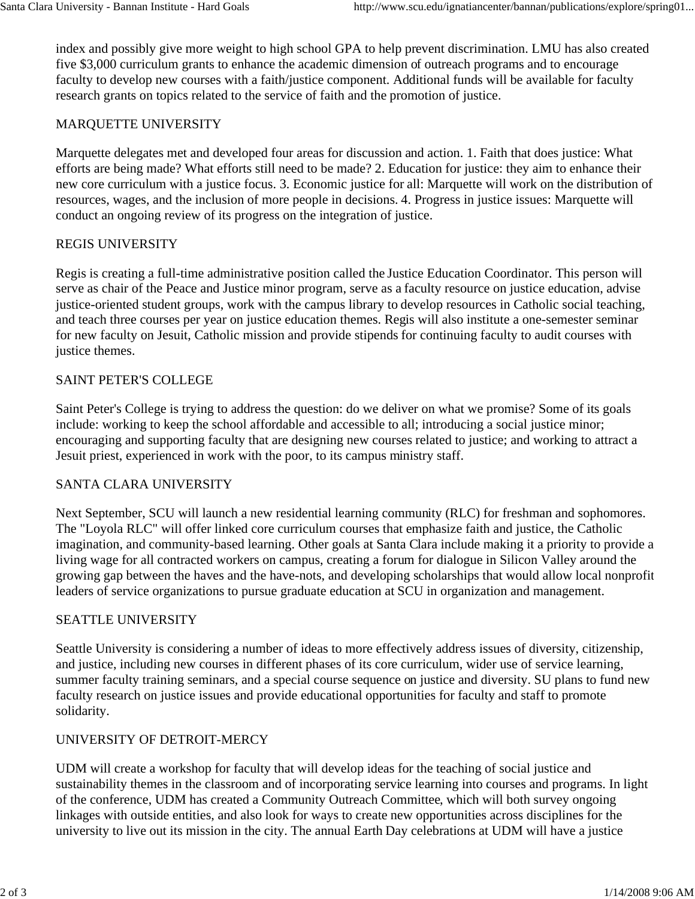index and possibly give more weight to high school GPA to help prevent discrimination. LMU has also created five $3,000 curriculum grants to enhance the academic dimension of outreach programs and to encourage faculty to develop new courses with a faith/justice component. Additional funds will be available for faculty research grants on topics related to the service of faith and the promotion of justice.

## MARQUETTE UNIVERSITY

Marquette delegates met and developed four areas for discussion and action. 1. Faith that does justice: What efforts are being made? What efforts still need to be made? 2. Education for justice: they aim to enhance their new core curriculum with a justice focus. 3. Economic justice for all: Marquette will work on the distribution of resources, wages, and the inclusion of more people in decisions. 4. Progress in justice issues: Marquette will conduct an ongoing review of its progress on the integration of justice.

## REGIS UNIVERSITY

Regis is creating a full-time administrative position called the Justice Education Coordinator. This person will serve as chair of the Peace and Justice minor program, serve as a faculty resource on justice education, advise justice-oriented student groups, work with the campus library to develop resources in Catholic social teaching, and teach three courses per year on justice education themes. Regis will also institute a one-semester seminar for new faculty on Jesuit, Catholic mission and provide stipends for continuing faculty to audit courses with justice themes.

## SAINT PETER'S COLLEGE

Saint Peter's College is trying to address the question: do we deliver on what we promise? Some of its goals include: working to keep the school affordable and accessible to all; introducing a social justice minor; encouraging and supporting faculty that are designing new courses related to justice; and working to attract a Jesuit priest, experienced in work with the poor, to its campus ministry staff.

## SANTA CLARA UNIVERSITY

Next September, SCU will launch a new residential learning community (RLC) for freshman and sophomores. The "Loyola RLC" will offer linked core curriculum courses that emphasize faith and justice, the Catholic imagination, and community-based learning. Other goals at Santa Clara include making it a priority to provide a living wage for all contracted workers on campus, creating a forum for dialogue in Silicon Valley around the growing gap between the haves and the have-nots, and developing scholarships that would allow local nonprofit leaders of service organizations to pursue graduate education at SCU in organization and management.

## SEATTLE UNIVERSITY

Seattle University is considering a number of ideas to more effectively address issues of diversity, citizenship, and justice, including new courses in different phases of its core curriculum, wider use of service learning, summer faculty training seminars, and a special course sequence on justice and diversity. SU plans to fund new faculty research on justice issues and provide educational opportunities for faculty and staff to promote solidarity.

## UNIVERSITY OF DETROIT-MERCY

UDM will create a workshop for faculty that will develop ideas for the teaching of social justice and sustainability themes in the classroom and of incorporating service learning into courses and programs. In light of the conference, UDM has created a Community Outreach Committee, which will both survey ongoing linkages with outside entities, and also look for ways to create new opportunities across disciplines for the university to live out its mission in the city. The annual Earth Day celebrations at UDM will have a justice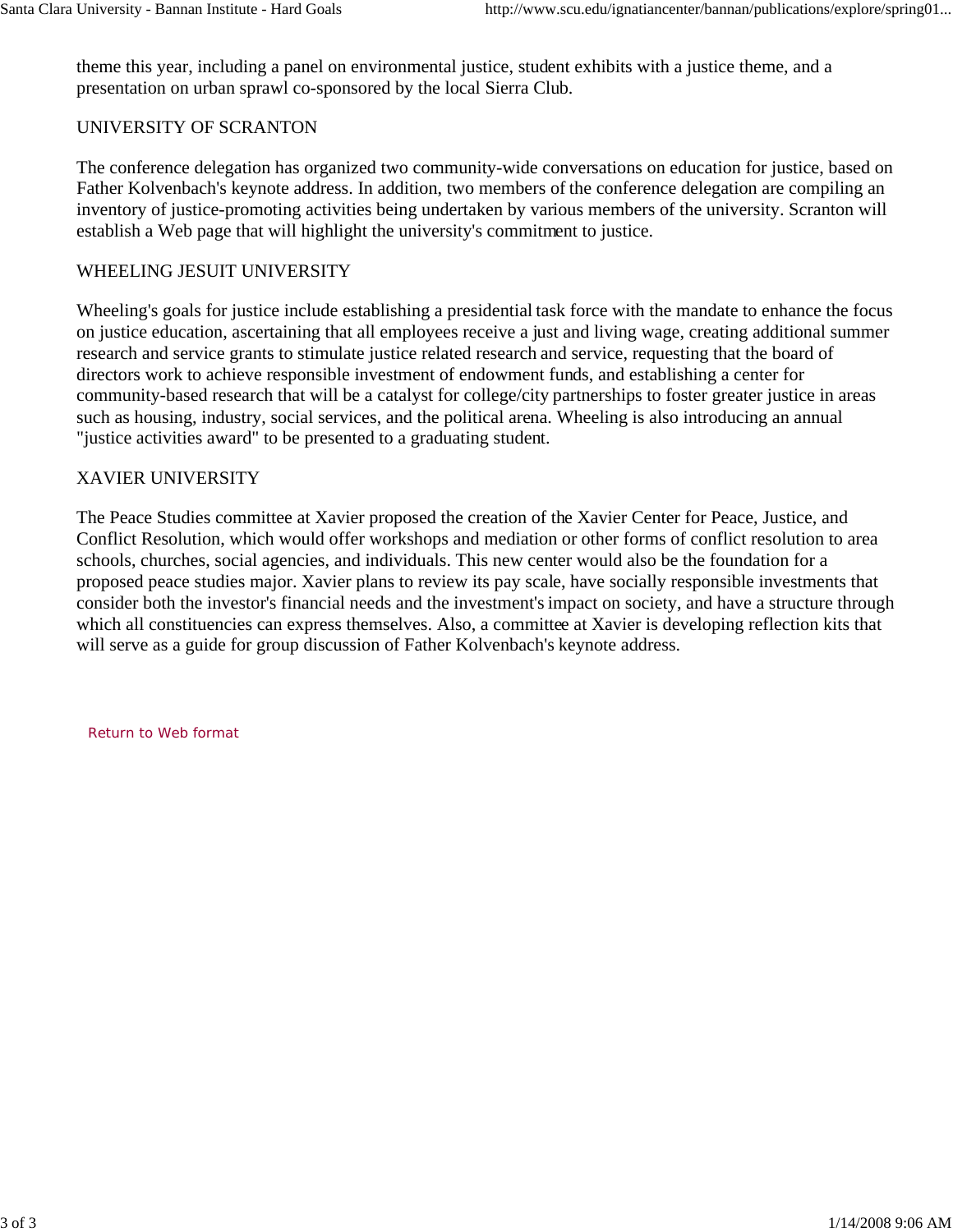theme this year, including a panel on environmental justice, student exhibits with a justice theme, and a presentation on urban sprawl co-sponsored by the local Sierra Club.

UNIVERSITY OF SCRANTON

The conference delegation has organized two community-wide conversations on education for justice, based on Father Kolvenbach's keynote address. In addition, two members of the conference delegation are compiling an inventory of justice-promoting activities being undertaken by various members of the university. Scranton will establish a Web page that will highlight the university's commitment to justice.

WHEELING JESUIT UNIVERSITY

Wheeling's goals for justice include establishing a presidential task force with the mandate to enhance the focus on justice education, ascertaining that all employees receive a just and living wage, creating additional summer research and service grants to stimulate justice related research and service, requesting that the board of directors work to achieve responsible investment of endowment funds, and establishing a center for community-based research that will be a catalyst for college/city partnerships to foster greater justice in areas such as housing, industry, social services, and the political arena. Wheeling is also introducing an annual "justice activities award" to be presented to a graduating student.

XAVIER UNIVERSITY

The Peace Studies committee at Xavier proposed the creation of the Xavier Center for Peace, Justice, and Conflict Resolution, which would offer workshops and mediation or other forms of conflict resolution to area schools, churches, social agencies, and individuals. This new center would also be the foundation for a proposed peace studies major. Xavier plans to review its pay scale, have socially responsible investments that consider both the investor's financial needs and the investment's impact on society, and have a structure through which all constituencies can express themselves. Also, a committee at Xavier is developing reflection kits that will serve as a guide for group discussion of Father Kolvenbach's keynote address.

Return to Web format